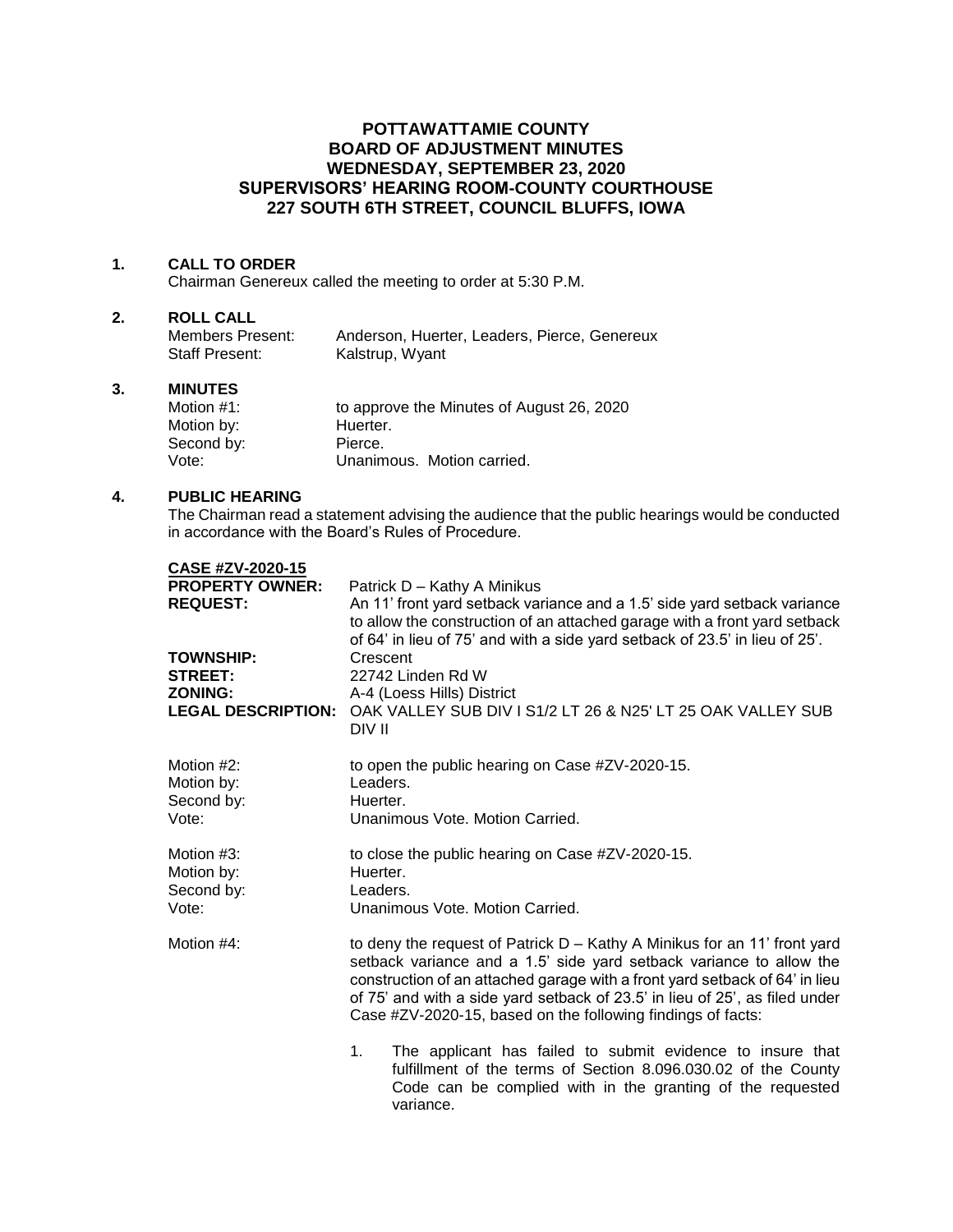# POTTAWATTAMIE COUNTY
# BOARD OF ADJUSTMENT MINUTES
# WEDNESDAY, SEPTEMBER 23, 2020
# SUPERVISORS' HEARING ROOM-COUNTY COURTHOUSE
# 227 SOUTH 6TH STREET, COUNCIL BLUFFS, IOWA

**1. CALL TO ORDER**

Chairman Genereux called the meeting to order at 5:30 P.M.

**2. ROLL CALL**

Members Present: Anderson, Huerter, Leaders, Pierce, Genereux
Staff Present: Kalstrup, Wyant

**3. MINUTES**

Motion #1: to approve the Minutes of August 26, 2020
Motion by: Huerter.
Second by: Pierce.
Vote: Unanimous. Motion carried.

**4. PUBLIC HEARING**

The Chairman read a statement advising the audience that the public hearings would be conducted in accordance with the Board's Rules of Procedure.

**CASE #ZV-2020-15**

**PROPERTY OWNER:** Patrick D – Kathy A Minikus
**REQUEST:** An 11' front yard setback variance and a 1.5' side yard setback variance to allow the construction of an attached garage with a front yard setback of 64' in lieu of 75' and with a side yard setback of 23.5' in lieu of 25'.
**TOWNSHIP:** Crescent
**STREET:** 22742 Linden Rd W
**ZONING:** A-4 (Loess Hills) District
**LEGAL DESCRIPTION:** OAK VALLEY SUB DIV I S1/2 LT 26 & N25' LT 25 OAK VALLEY SUB DIV II

Motion #2: to open the public hearing on Case #ZV-2020-15.
Motion by: Leaders.
Second by: Huerter.
Vote: Unanimous Vote. Motion Carried.

Motion #3: to close the public hearing on Case #ZV-2020-15.
Motion by: Huerter.
Second by: Leaders.
Vote: Unanimous Vote. Motion Carried.

Motion #4: to deny the request of Patrick D – Kathy A Minikus for an 11' front yard setback variance and a 1.5' side yard setback variance to allow the construction of an attached garage with a front yard setback of 64' in lieu of 75' and with a side yard setback of 23.5' in lieu of 25', as filed under Case #ZV-2020-15, based on the following findings of facts:

1. The applicant has failed to submit evidence to insure that fulfillment of the terms of Section 8.096.030.02 of the County Code can be complied with in the granting of the requested variance.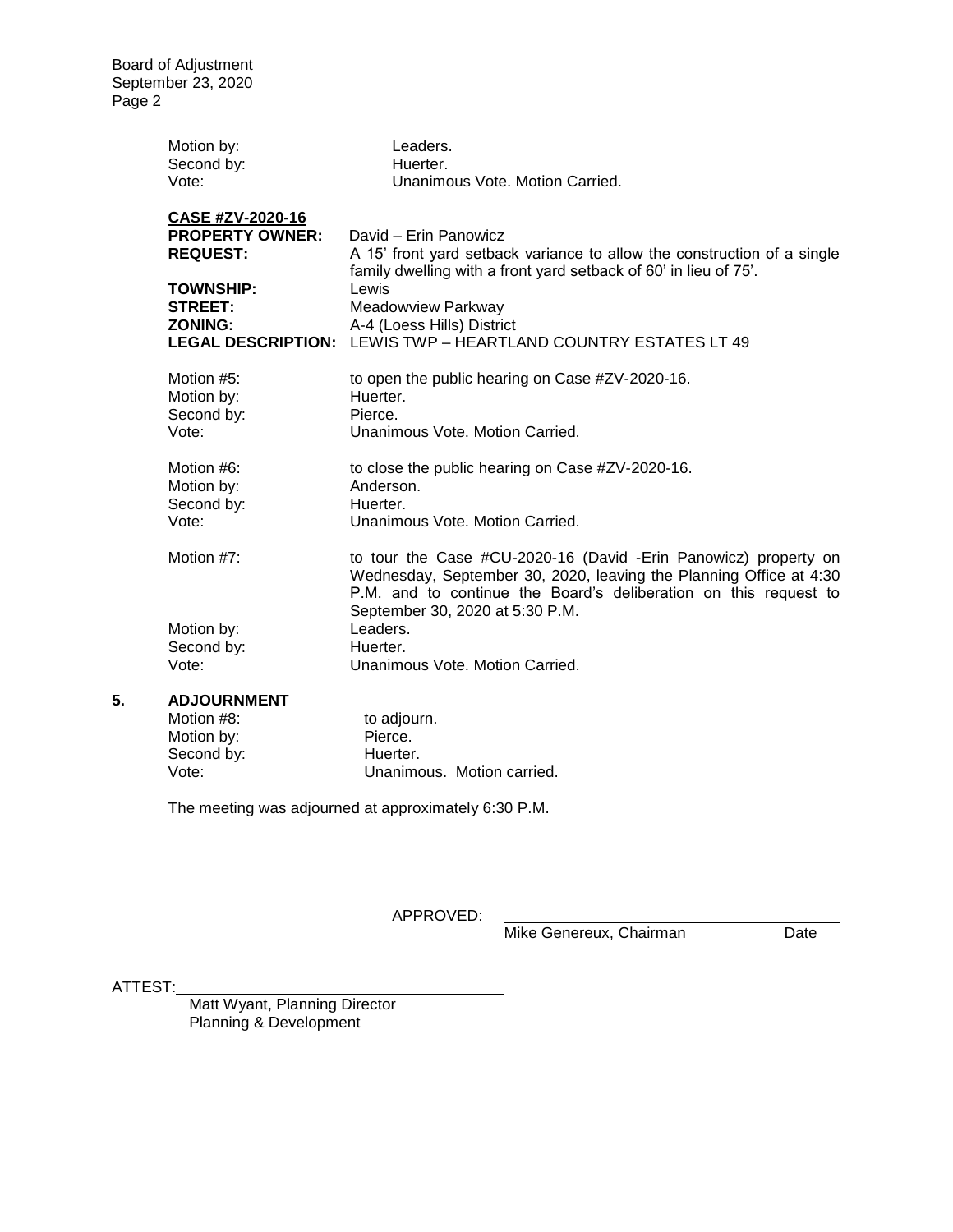| | |
|---|---|
| Motion by: | Leaders. |
| Second by: | Huerter. |
| Vote: | Unanimous Vote. Motion Carried. |

**CASE #ZV-2020-16**

| | |
|---|---|
| **PROPERTY OWNER:** | David – Erin Panowicz |
| **REQUEST:** | A 15' front yard setback variance to allow the construction of a single family dwelling with a front yard setback of 60' in lieu of 75'. |
| **TOWNSHIP:** | Lewis |
| **STREET:** | Meadowview Parkway |
| **ZONING:** | A-4 (Loess Hills) District |
| **LEGAL DESCRIPTION:** | LEWIS TWP – HEARTLAND COUNTRY ESTATES LT 49 |

| | |
|---|---|
| Motion #5: | to open the public hearing on Case #ZV-2020-16. |
| Motion by: | Huerter. |
| Second by: | Pierce. |
| Vote: | Unanimous Vote. Motion Carried. |

| | |
|---|---|
| Motion #6: | to close the public hearing on Case #ZV-2020-16. |
| Motion by: | Anderson. |
| Second by: | Huerter. |
| Vote: | Unanimous Vote. Motion Carried. |

| | |
|---|---|
| Motion #7: | to tour the Case #CU-2020-16 (David -Erin Panowicz) property on Wednesday, September 30, 2020, leaving the Planning Office at 4:30 P.M. and to continue the Board's deliberation on this request to September 30, 2020 at 5:30 P.M. |
| Motion by: | Leaders. |
| Second by: | Huerter. |
| Vote: | Unanimous Vote. Motion Carried. |

## 5. ADJOURNMENT

| | |
|---|---|
| Motion #8: | to adjourn. |
| Motion by: | Pierce. |
| Second by: | Huerter. |
| Vote: | Unanimous. Motion carried. |

The meeting was adjourned at approximately 6:30 P.M.

APPROVED: \_\_\_\_\_\_\_\_\_\_\_\_\_\_\_\_\_\_\_\_\_\_\_\_\_\_\_\_\_\_\_\_\_\_\_\_
Mike Genereux, Chairman Date

ATTEST: \_\_\_\_\_\_\_\_\_\_\_\_\_\_\_\_\_\_\_\_\_\_\_\_\_\_\_\_\_\_\_\_\_\_\_\_
Matt Wyant, Planning Director
Planning & Development